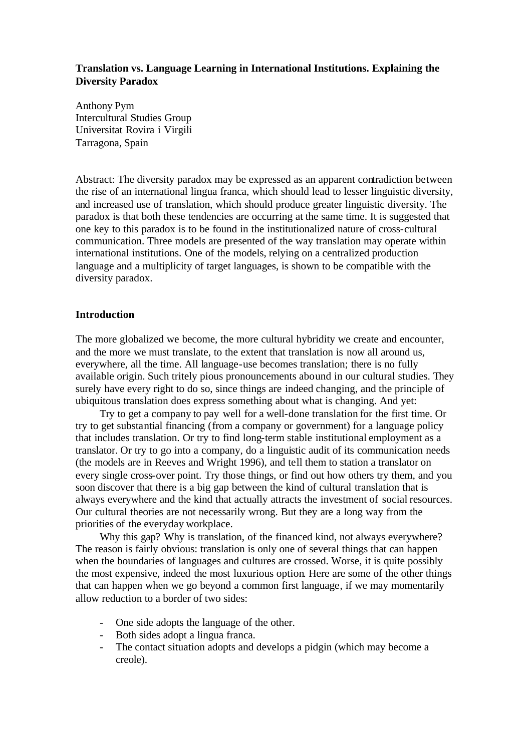**Translation vs. Language Learning in International Institutions. Explaining the Diversity Paradox**

Anthony Pym
Intercultural Studies Group
Universitat Rovira i Virgili
Tarragona, Spain

Abstract: The diversity paradox may be expressed as an apparent contradiction between the rise of an international lingua franca, which should lead to lesser linguistic diversity, and increased use of translation, which should produce greater linguistic diversity. The paradox is that both these tendencies are occurring at the same time. It is suggested that one key to this paradox is to be found in the institutionalized nature of cross-cultural communication. Three models are presented of the way translation may operate within international institutions. One of the models, relying on a centralized production language and a multiplicity of target languages, is shown to be compatible with the diversity paradox.

## Introduction

The more globalized we become, the more cultural hybridity we create and encounter, and the more we must translate, to the extent that translation is now all around us, everywhere, all the time. All language-use becomes translation; there is no fully available origin. Such tritely pious pronouncements abound in our cultural studies. They surely have every right to do so, since things are indeed changing, and the principle of ubiquitous translation does express something about what is changing. And yet:

Try to get a company to pay well for a well-done translation for the first time. Or try to get substantial financing (from a company or government) for a language policy that includes translation. Or try to find long-term stable institutional employment as a translator. Or try to go into a company, do a linguistic audit of its communication needs (the models are in Reeves and Wright 1996), and tell them to station a translator on every single cross-over point. Try those things, or find out how others try them, and you soon discover that there is a big gap between the kind of cultural translation that is always everywhere and the kind that actually attracts the investment of social resources. Our cultural theories are not necessarily wrong. But they are a long way from the priorities of the everyday workplace.

Why this gap? Why is translation, of the financed kind, not always everywhere? The reason is fairly obvious: translation is only one of several things that can happen when the boundaries of languages and cultures are crossed. Worse, it is quite possibly the most expensive, indeed the most luxurious option. Here are some of the other things that can happen when we go beyond a common first language, if we may momentarily allow reduction to a border of two sides:

- One side adopts the language of the other.
- Both sides adopt a lingua franca.
- The contact situation adopts and develops a pidgin (which may become a creole).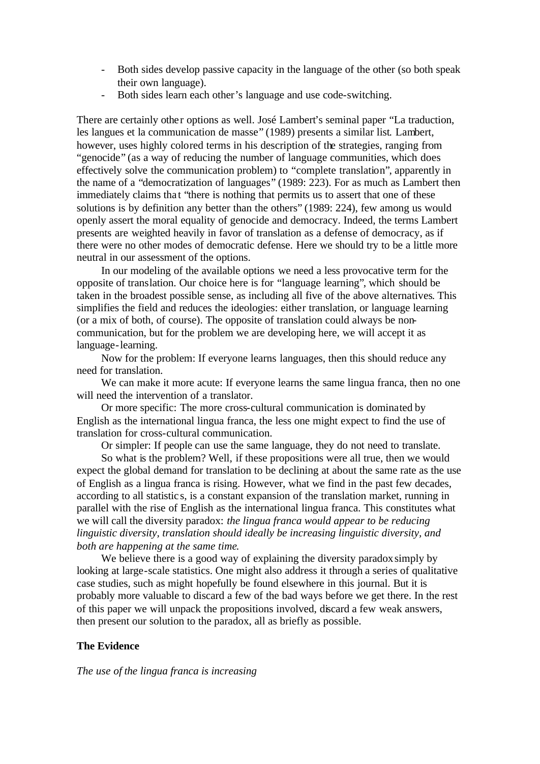- Both sides develop passive capacity in the language of the other (so both speak their own language).
- Both sides learn each other's language and use code-switching.

There are certainly other options as well. José Lambert's seminal paper "La traduction, les langues et la communication de masse" (1989) presents a similar list. Lambert, however, uses highly colored terms in his description of the strategies, ranging from "genocide" (as a way of reducing the number of language communities, which does effectively solve the communication problem) to "complete translation", apparently in the name of a "democratization of languages" (1989: 223). For as much as Lambert then immediately claims that "there is nothing that permits us to assert that one of these solutions is by definition any better than the others" (1989: 224), few among us would openly assert the moral equality of genocide and democracy. Indeed, the terms Lambert presents are weighted heavily in favor of translation as a defense of democracy, as if there were no other modes of democratic defense. Here we should try to be a little more neutral in our assessment of the options.

In our modeling of the available options we need a less provocative term for the opposite of translation. Our choice here is for "language learning", which should be taken in the broadest possible sense, as including all five of the above alternatives. This simplifies the field and reduces the ideologies: either translation, or language learning (or a mix of both, of course). The opposite of translation could always be non-communication, but for the problem we are developing here, we will accept it as language-learning.

Now for the problem: If everyone learns languages, then this should reduce any need for translation.

We can make it more acute: If everyone learns the same lingua franca, then no one will need the intervention of a translator.

Or more specific: The more cross-cultural communication is dominated by English as the international lingua franca, the less one might expect to find the use of translation for cross-cultural communication.

Or simpler: If people can use the same language, they do not need to translate.

So what is the problem? Well, if these propositions were all true, then we would expect the global demand for translation to be declining at about the same rate as the use of English as a lingua franca is rising. However, what we find in the past few decades, according to all statistics, is a constant expansion of the translation market, running in parallel with the rise of English as the international lingua franca. This constitutes what we will call the diversity paradox: *the lingua franca would appear to be reducing linguistic diversity, translation should ideally be increasing linguistic diversity, and both are happening at the same time.*

We believe there is a good way of explaining the diversity paradox simply by looking at large-scale statistics. One might also address it through a series of qualitative case studies, such as might hopefully be found elsewhere in this journal. But it is probably more valuable to discard a few of the bad ways before we get there. In the rest of this paper we will unpack the propositions involved, discard a few weak answers, then present our solution to the paradox, all as briefly as possible.

## The Evidence

*The use of the lingua franca is increasing*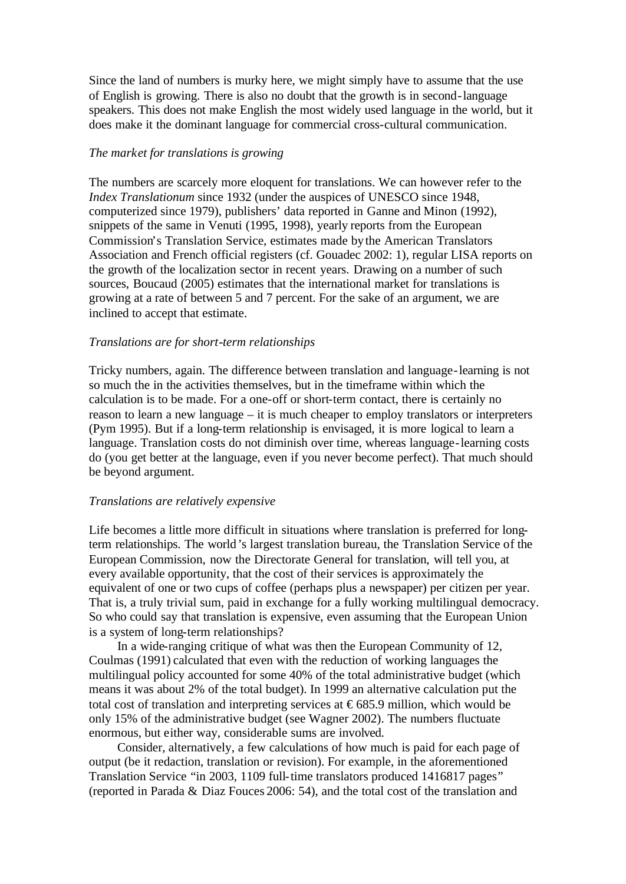Since the land of numbers is murky here, we might simply have to assume that the use of English is growing. There is also no doubt that the growth is in second-language speakers. This does not make English the most widely used language in the world, but it does make it the dominant language for commercial cross-cultural communication.

*The market for translations is growing*

The numbers are scarcely more eloquent for translations. We can however refer to the *Index Translationum* since 1932 (under the auspices of UNESCO since 1948, computerized since 1979), publishers' data reported in Ganne and Minon (1992), snippets of the same in Venuti (1995, 1998), yearly reports from the European Commission's Translation Service, estimates made by the American Translators Association and French official registers (cf. Gouadec 2002: 1), regular LISA reports on the growth of the localization sector in recent years. Drawing on a number of such sources, Boucaud (2005) estimates that the international market for translations is growing at a rate of between 5 and 7 percent. For the sake of an argument, we are inclined to accept that estimate.

*Translations are for short-term relationships*

Tricky numbers, again. The difference between translation and language-learning is not so much the in the activities themselves, but in the timeframe within which the calculation is to be made. For a one-off or short-term contact, there is certainly no reason to learn a new language – it is much cheaper to employ translators or interpreters (Pym 1995). But if a long-term relationship is envisaged, it is more logical to learn a language. Translation costs do not diminish over time, whereas language-learning costs do (you get better at the language, even if you never become perfect). That much should be beyond argument.

*Translations are relatively expensive*

Life becomes a little more difficult in situations where translation is preferred for long-term relationships. The world's largest translation bureau, the Translation Service of the European Commission, now the Directorate General for translation, will tell you, at every available opportunity, that the cost of their services is approximately the equivalent of one or two cups of coffee (perhaps plus a newspaper) per citizen per year. That is, a truly trivial sum, paid in exchange for a fully working multilingual democracy. So who could say that translation is expensive, even assuming that the European Union is a system of long-term relationships?

In a wide-ranging critique of what was then the European Community of 12, Coulmas (1991) calculated that even with the reduction of working languages the multilingual policy accounted for some 40% of the total administrative budget (which means it was about 2% of the total budget). In 1999 an alternative calculation put the total cost of translation and interpreting services at € 685.9 million, which would be only 15% of the administrative budget (see Wagner 2002). The numbers fluctuate enormous, but either way, considerable sums are involved.

Consider, alternatively, a few calculations of how much is paid for each page of output (be it redaction, translation or revision). For example, in the aforementioned Translation Service "in 2003, 1109 full-time translators produced 1416817 pages" (reported in Parada & Diaz Fouces 2006: 54), and the total cost of the translation and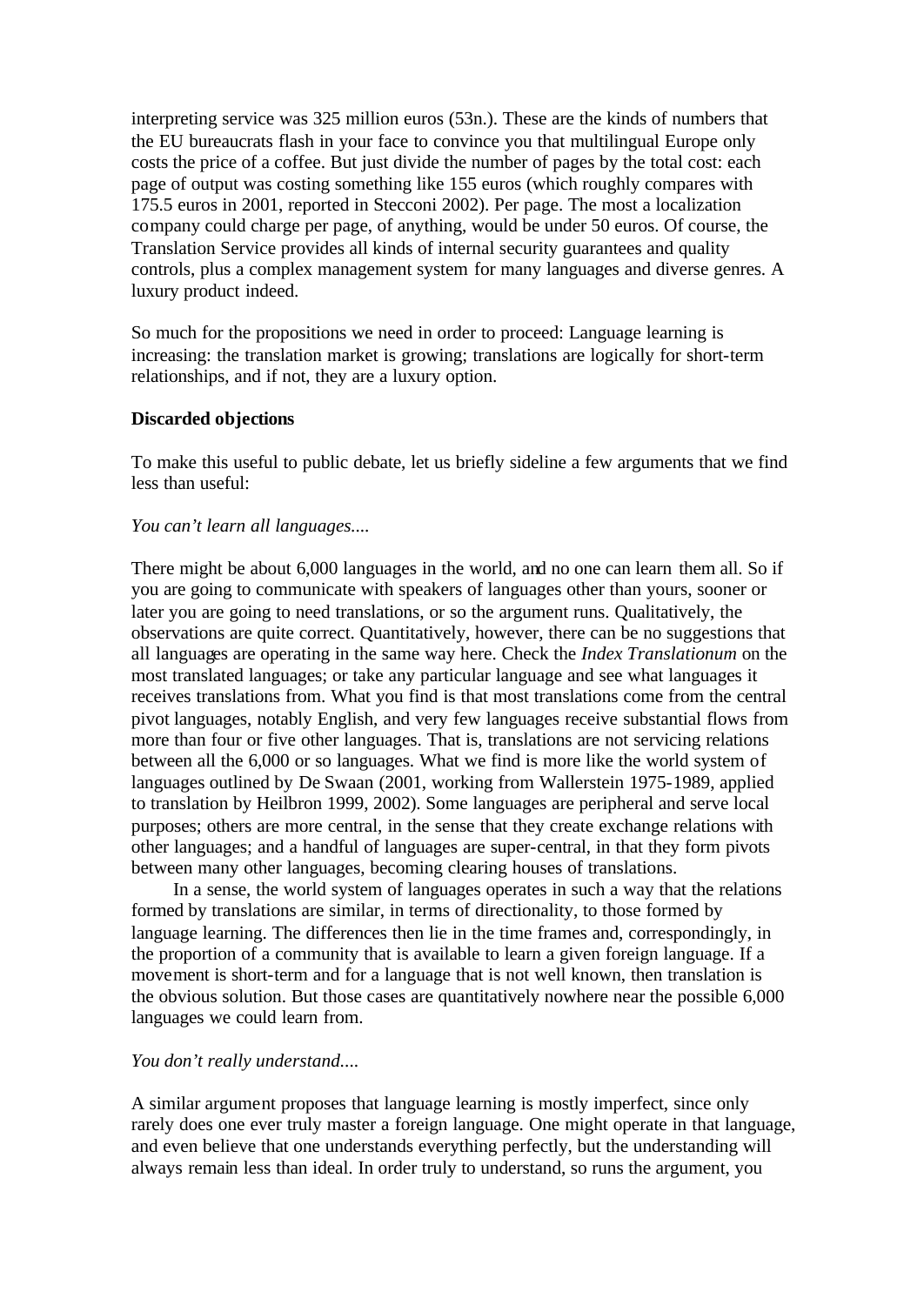interpreting service was 325 million euros (53n.). These are the kinds of numbers that the EU bureaucrats flash in your face to convince you that multilingual Europe only costs the price of a coffee. But just divide the number of pages by the total cost: each page of output was costing something like 155 euros (which roughly compares with 175.5 euros in 2001, reported in Stecconi 2002). Per page. The most a localization company could charge per page, of anything, would be under 50 euros. Of course, the Translation Service provides all kinds of internal security guarantees and quality controls, plus a complex management system for many languages and diverse genres. A luxury product indeed.

So much for the propositions we need in order to proceed: Language learning is increasing: the translation market is growing; translations are logically for short-term relationships, and if not, they are a luxury option.

**Discarded objections**

To make this useful to public debate, let us briefly sideline a few arguments that we find less than useful:

*You can't learn all languages....*

There might be about 6,000 languages in the world, and no one can learn them all. So if you are going to communicate with speakers of languages other than yours, sooner or later you are going to need translations, or so the argument runs. Qualitatively, the observations are quite correct. Quantitatively, however, there can be no suggestions that all languages are operating in the same way here. Check the *Index Translationum* on the most translated languages; or take any particular language and see what languages it receives translations from. What you find is that most translations come from the central pivot languages, notably English, and very few languages receive substantial flows from more than four or five other languages. That is, translations are not servicing relations between all the 6,000 or so languages. What we find is more like the world system of languages outlined by De Swaan (2001, working from Wallerstein 1975-1989, applied to translation by Heilbron 1999, 2002). Some languages are peripheral and serve local purposes; others are more central, in the sense that they create exchange relations with other languages; and a handful of languages are super-central, in that they form pivots between many other languages, becoming clearing houses of translations.

In a sense, the world system of languages operates in such a way that the relations formed by translations are similar, in terms of directionality, to those formed by language learning. The differences then lie in the time frames and, correspondingly, in the proportion of a community that is available to learn a given foreign language. If a movement is short-term and for a language that is not well known, then translation is the obvious solution. But those cases are quantitatively nowhere near the possible 6,000 languages we could learn from.

*You don't really understand....*

A similar argument proposes that language learning is mostly imperfect, since only rarely does one ever truly master a foreign language. One might operate in that language, and even believe that one understands everything perfectly, but the understanding will always remain less than ideal. In order truly to understand, so runs the argument, you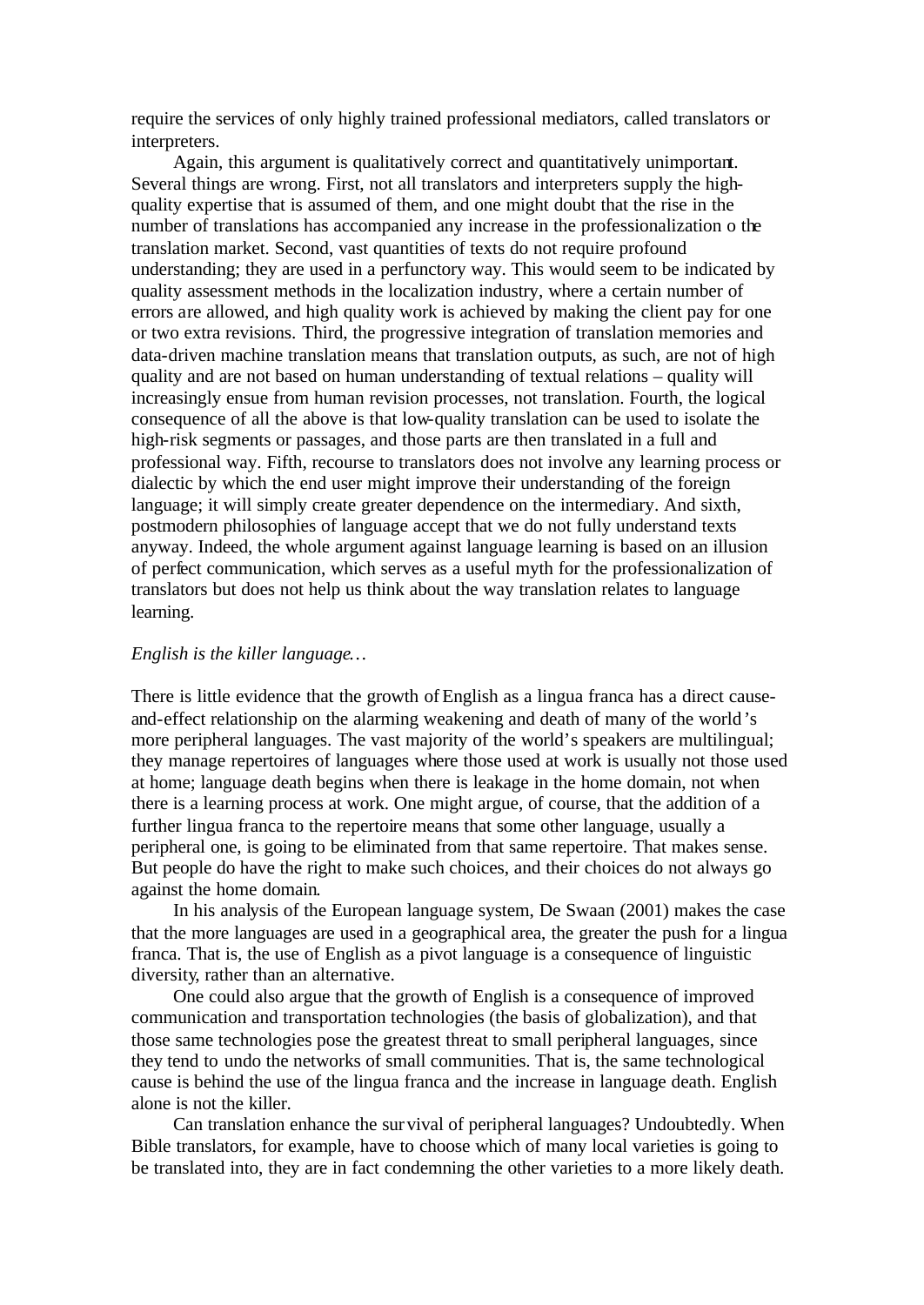require the services of only highly trained professional mediators, called translators or interpreters.

Again, this argument is qualitatively correct and quantitatively unimportant. Several things are wrong. First, not all translators and interpreters supply the high-quality expertise that is assumed of them, and one might doubt that the rise in the number of translations has accompanied any increase in the professionalization o the translation market. Second, vast quantities of texts do not require profound understanding; they are used in a perfunctory way. This would seem to be indicated by quality assessment methods in the localization industry, where a certain number of errors are allowed, and high quality work is achieved by making the client pay for one or two extra revisions. Third, the progressive integration of translation memories and data-driven machine translation means that translation outputs, as such, are not of high quality and are not based on human understanding of textual relations – quality will increasingly ensue from human revision processes, not translation. Fourth, the logical consequence of all the above is that low-quality translation can be used to isolate the high-risk segments or passages, and those parts are then translated in a full and professional way. Fifth, recourse to translators does not involve any learning process or dialectic by which the end user might improve their understanding of the foreign language; it will simply create greater dependence on the intermediary. And sixth, postmodern philosophies of language accept that we do not fully understand texts anyway. Indeed, the whole argument against language learning is based on an illusion of perfect communication, which serves as a useful myth for the professionalization of translators but does not help us think about the way translation relates to language learning.

*English is the killer language…*

There is little evidence that the growth of English as a lingua franca has a direct cause-and-effect relationship on the alarming weakening and death of many of the world's more peripheral languages. The vast majority of the world's speakers are multilingual; they manage repertoires of languages where those used at work is usually not those used at home; language death begins when there is leakage in the home domain, not when there is a learning process at work. One might argue, of course, that the addition of a further lingua franca to the repertoire means that some other language, usually a peripheral one, is going to be eliminated from that same repertoire. That makes sense. But people do have the right to make such choices, and their choices do not always go against the home domain.

In his analysis of the European language system, De Swaan (2001) makes the case that the more languages are used in a geographical area, the greater the push for a lingua franca. That is, the use of English as a pivot language is a consequence of linguistic diversity, rather than an alternative.

One could also argue that the growth of English is a consequence of improved communication and transportation technologies (the basis of globalization), and that those same technologies pose the greatest threat to small peripheral languages, since they tend to undo the networks of small communities. That is, the same technological cause is behind the use of the lingua franca and the increase in language death. English alone is not the killer.

Can translation enhance the survival of peripheral languages? Undoubtedly. When Bible translators, for example, have to choose which of many local varieties is going to be translated into, they are in fact condemning the other varieties to a more likely death.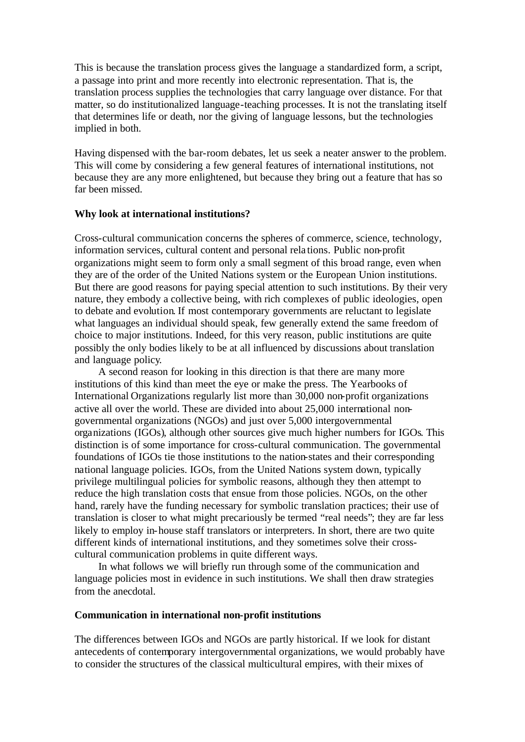This is because the translation process gives the language a standardized form, a script, a passage into print and more recently into electronic representation. That is, the translation process supplies the technologies that carry language over distance. For that matter, so do institutionalized language-teaching processes. It is not the translating itself that determines life or death, nor the giving of language lessons, but the technologies implied in both.

Having dispensed with the bar-room debates, let us seek a neater answer to the problem. This will come by considering a few general features of international institutions, not because they are any more enlightened, but because they bring out a feature that has so far been missed.

**Why look at international institutions?**

Cross-cultural communication concerns the spheres of commerce, science, technology, information services, cultural content and personal relations. Public non-profit organizations might seem to form only a small segment of this broad range, even when they are of the order of the United Nations system or the European Union institutions. But there are good reasons for paying special attention to such institutions. By their very nature, they embody a collective being, with rich complexes of public ideologies, open to debate and evolution. If most contemporary governments are reluctant to legislate what languages an individual should speak, few generally extend the same freedom of choice to major institutions. Indeed, for this very reason, public institutions are quite possibly the only bodies likely to be at all influenced by discussions about translation and language policy.

A second reason for looking in this direction is that there are many more institutions of this kind than meet the eye or make the press. The Yearbooks of International Organizations regularly list more than 30,000 non-profit organizations active all over the world. These are divided into about 25,000 international non-governmental organizations (NGOs) and just over 5,000 intergovernmental organizations (IGOs), although other sources give much higher numbers for IGOs. This distinction is of some importance for cross-cultural communication. The governmental foundations of IGOs tie those institutions to the nation-states and their corresponding national language policies. IGOs, from the United Nations system down, typically privilege multilingual policies for symbolic reasons, although they then attempt to reduce the high translation costs that ensue from those policies. NGOs, on the other hand, rarely have the funding necessary for symbolic translation practices; their use of translation is closer to what might precariously be termed "real needs"; they are far less likely to employ in-house staff translators or interpreters. In short, there are two quite different kinds of international institutions, and they sometimes solve their cross-cultural communication problems in quite different ways.

In what follows we will briefly run through some of the communication and language policies most in evidence in such institutions. We shall then draw strategies from the anecdotal.

**Communication in international non-profit institutions**

The differences between IGOs and NGOs are partly historical. If we look for distant antecedents of contemporary intergovernmental organizations, we would probably have to consider the structures of the classical multicultural empires, with their mixes of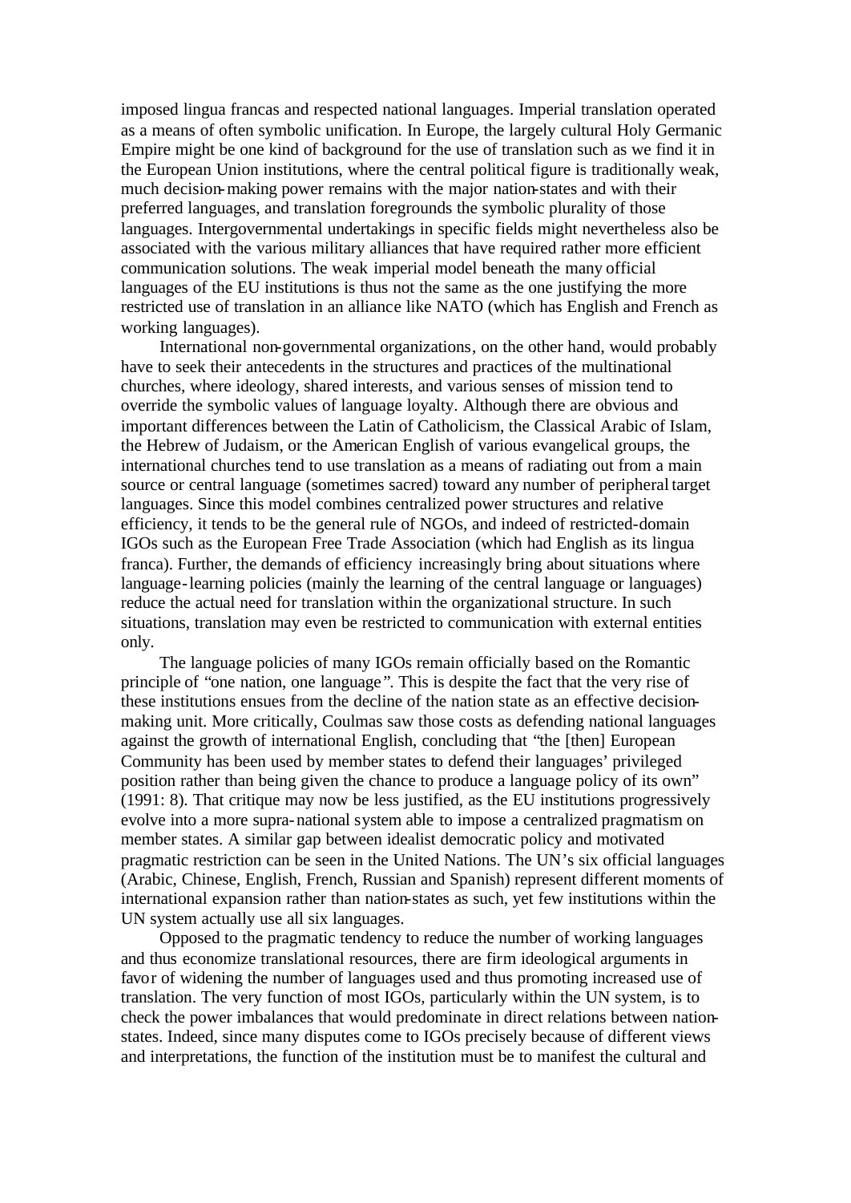imposed lingua francas and respected national languages. Imperial translation operated as a means of often symbolic unification. In Europe, the largely cultural Holy Germanic Empire might be one kind of background for the use of translation such as we find it in the European Union institutions, where the central political figure is traditionally weak, much decision-making power remains with the major nation-states and with their preferred languages, and translation foregrounds the symbolic plurality of those languages. Intergovernmental undertakings in specific fields might nevertheless also be associated with the various military alliances that have required rather more efficient communication solutions. The weak imperial model beneath the many official languages of the EU institutions is thus not the same as the one justifying the more restricted use of translation in an alliance like NATO (which has English and French as working languages).

International non-governmental organizations, on the other hand, would probably have to seek their antecedents in the structures and practices of the multinational churches, where ideology, shared interests, and various senses of mission tend to override the symbolic values of language loyalty. Although there are obvious and important differences between the Latin of Catholicism, the Classical Arabic of Islam, the Hebrew of Judaism, or the American English of various evangelical groups, the international churches tend to use translation as a means of radiating out from a main source or central language (sometimes sacred) toward any number of peripheral target languages. Since this model combines centralized power structures and relative efficiency, it tends to be the general rule of NGOs, and indeed of restricted-domain IGOs such as the European Free Trade Association (which had English as its lingua franca). Further, the demands of efficiency increasingly bring about situations where language-learning policies (mainly the learning of the central language or languages) reduce the actual need for translation within the organizational structure. In such situations, translation may even be restricted to communication with external entities only.

The language policies of many IGOs remain officially based on the Romantic principle of "one nation, one language". This is despite the fact that the very rise of these institutions ensues from the decline of the nation state as an effective decision-making unit. More critically, Coulmas saw those costs as defending national languages against the growth of international English, concluding that "the [then] European Community has been used by member states to defend their languages' privileged position rather than being given the chance to produce a language policy of its own" (1991: 8). That critique may now be less justified, as the EU institutions progressively evolve into a more supra-national system able to impose a centralized pragmatism on member states. A similar gap between idealist democratic policy and motivated pragmatic restriction can be seen in the United Nations. The UN's six official languages (Arabic, Chinese, English, French, Russian and Spanish) represent different moments of international expansion rather than nation-states as such, yet few institutions within the UN system actually use all six languages.

Opposed to the pragmatic tendency to reduce the number of working languages and thus economize translational resources, there are firm ideological arguments in favor of widening the number of languages used and thus promoting increased use of translation. The very function of most IGOs, particularly within the UN system, is to check the power imbalances that would predominate in direct relations between nation-states. Indeed, since many disputes come to IGOs precisely because of different views and interpretations, the function of the institution must be to manifest the cultural and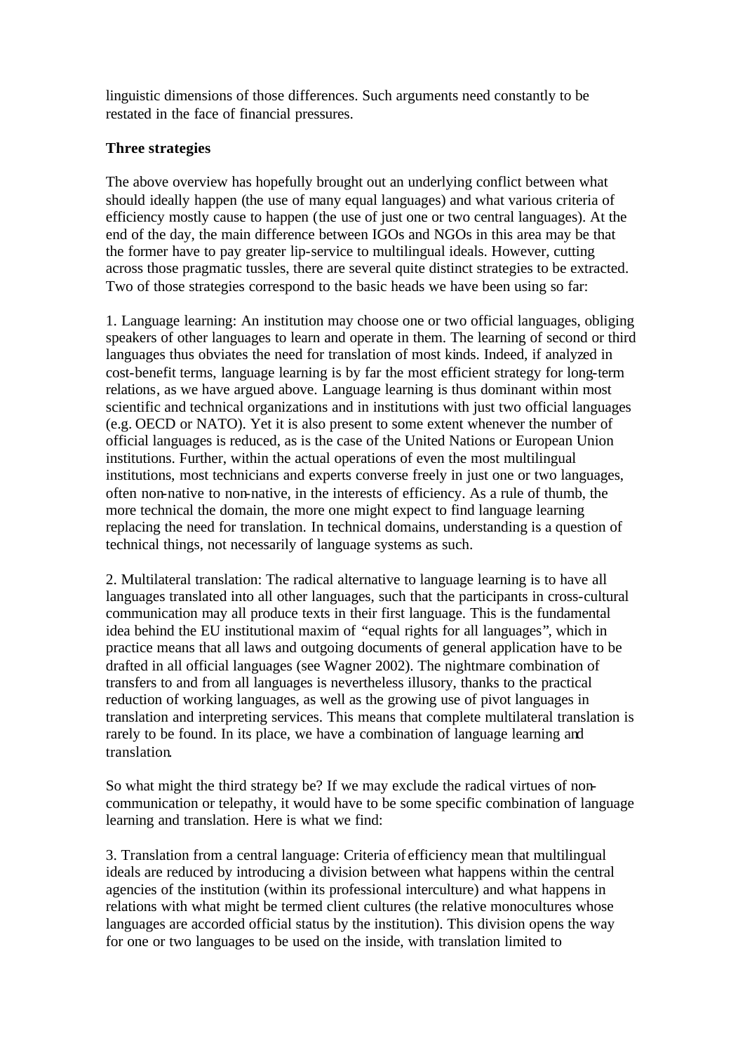linguistic dimensions of those differences. Such arguments need constantly to be restated in the face of financial pressures.

**Three strategies**

The above overview has hopefully brought out an underlying conflict between what should ideally happen (the use of many equal languages) and what various criteria of efficiency mostly cause to happen (the use of just one or two central languages). At the end of the day, the main difference between IGOs and NGOs in this area may be that the former have to pay greater lip-service to multilingual ideals. However, cutting across those pragmatic tussles, there are several quite distinct strategies to be extracted. Two of those strategies correspond to the basic heads we have been using so far:

1. Language learning: An institution may choose one or two official languages, obliging speakers of other languages to learn and operate in them. The learning of second or third languages thus obviates the need for translation of most kinds. Indeed, if analyzed in cost-benefit terms, language learning is by far the most efficient strategy for long-term relations, as we have argued above. Language learning is thus dominant within most scientific and technical organizations and in institutions with just two official languages (e.g. OECD or NATO). Yet it is also present to some extent whenever the number of official languages is reduced, as is the case of the United Nations or European Union institutions. Further, within the actual operations of even the most multilingual institutions, most technicians and experts converse freely in just one or two languages, often non-native to non-native, in the interests of efficiency. As a rule of thumb, the more technical the domain, the more one might expect to find language learning replacing the need for translation. In technical domains, understanding is a question of technical things, not necessarily of language systems as such.

2. Multilateral translation: The radical alternative to language learning is to have all languages translated into all other languages, such that the participants in cross-cultural communication may all produce texts in their first language. This is the fundamental idea behind the EU institutional maxim of "equal rights for all languages", which in practice means that all laws and outgoing documents of general application have to be drafted in all official languages (see Wagner 2002). The nightmare combination of transfers to and from all languages is nevertheless illusory, thanks to the practical reduction of working languages, as well as the growing use of pivot languages in translation and interpreting services. This means that complete multilateral translation is rarely to be found. In its place, we have a combination of language learning and translation.

So what might the third strategy be? If we may exclude the radical virtues of non-communication or telepathy, it would have to be some specific combination of language learning and translation. Here is what we find:

3. Translation from a central language: Criteria of efficiency mean that multilingual ideals are reduced by introducing a division between what happens within the central agencies of the institution (within its professional interculture) and what happens in relations with what might be termed client cultures (the relative monocultures whose languages are accorded official status by the institution). This division opens the way for one or two languages to be used on the inside, with translation limited to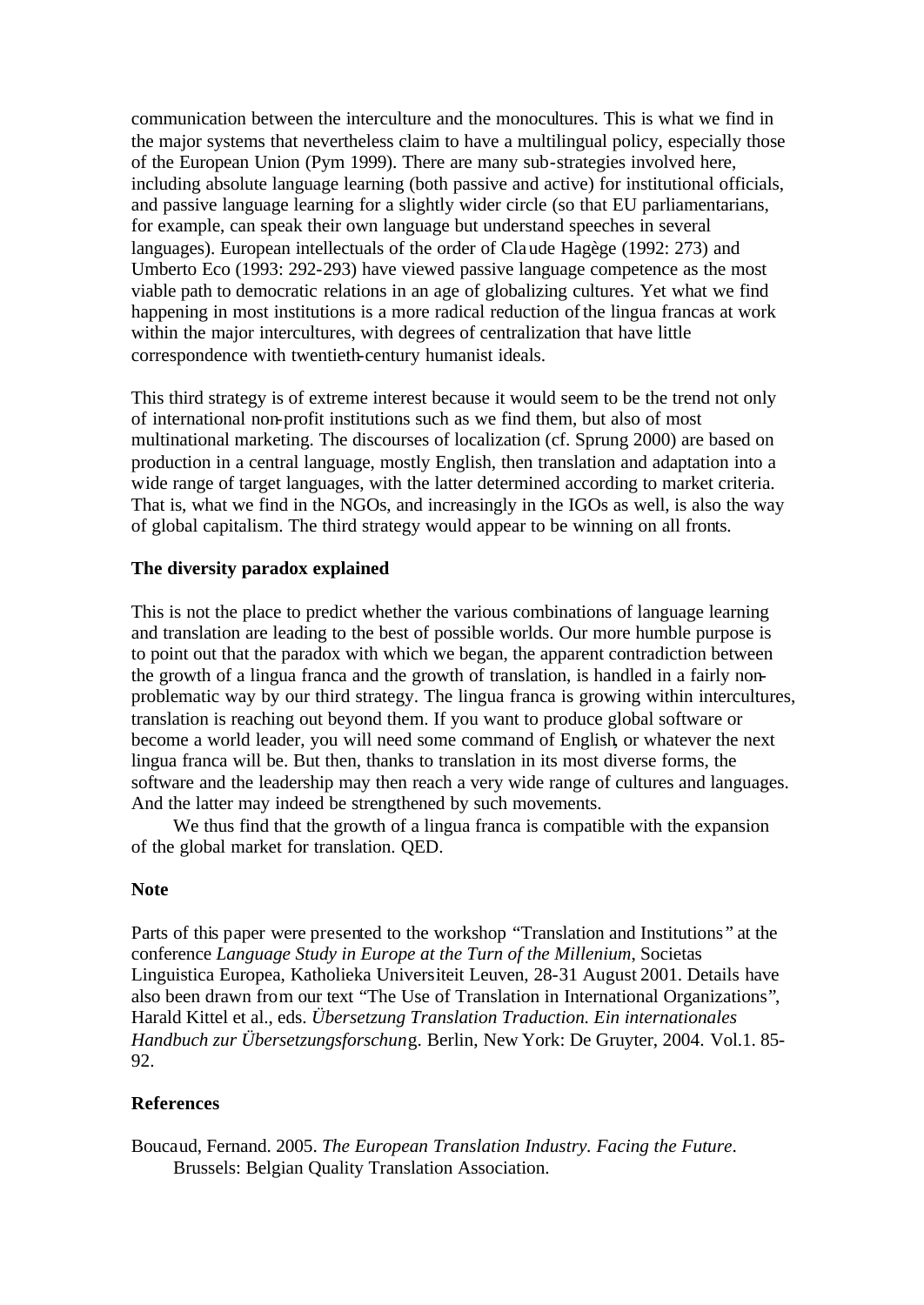communication between the interculture and the monocultures. This is what we find in the major systems that nevertheless claim to have a multilingual policy, especially those of the European Union (Pym 1999). There are many sub-strategies involved here, including absolute language learning (both passive and active) for institutional officials, and passive language learning for a slightly wider circle (so that EU parliamentarians, for example, can speak their own language but understand speeches in several languages). European intellectuals of the order of Claude Hagège (1992: 273) and Umberto Eco (1993: 292-293) have viewed passive language competence as the most viable path to democratic relations in an age of globalizing cultures. Yet what we find happening in most institutions is a more radical reduction of the lingua francas at work within the major intercultures, with degrees of centralization that have little correspondence with twentieth-century humanist ideals.

This third strategy is of extreme interest because it would seem to be the trend not only of international non-profit institutions such as we find them, but also of most multinational marketing. The discourses of localization (cf. Sprung 2000) are based on production in a central language, mostly English, then translation and adaptation into a wide range of target languages, with the latter determined according to market criteria. That is, what we find in the NGOs, and increasingly in the IGOs as well, is also the way of global capitalism. The third strategy would appear to be winning on all fronts.

### The diversity paradox explained

This is not the place to predict whether the various combinations of language learning and translation are leading to the best of possible worlds. Our more humble purpose is to point out that the paradox with which we began, the apparent contradiction between the growth of a lingua franca and the growth of translation, is handled in a fairly non-problematic way by our third strategy. The lingua franca is growing within intercultures, translation is reaching out beyond them. If you want to produce global software or become a world leader, you will need some command of English, or whatever the next lingua franca will be. But then, thanks to translation in its most diverse forms, the software and the leadership may then reach a very wide range of cultures and languages. And the latter may indeed be strengthened by such movements.

We thus find that the growth of a lingua franca is compatible with the expansion of the global market for translation. QED.

### Note

Parts of this paper were presented to the workshop "Translation and Institutions" at the conference *Language Study in Europe at the Turn of the Millenium*, Societas Linguistica Europea, Katholieka Universiteit Leuven, 28-31 August 2001. Details have also been drawn from our text "The Use of Translation in International Organizations", Harald Kittel et al., eds. *Übersetzung Translation Traduction. Ein internationales Handbuch zur Übersetzungsforschung*. Berlin, New York: De Gruyter, 2004. Vol.1. 85-92.

### References

Boucaud, Fernand. 2005. *The European Translation Industry. Facing the Future*. Brussels: Belgian Quality Translation Association.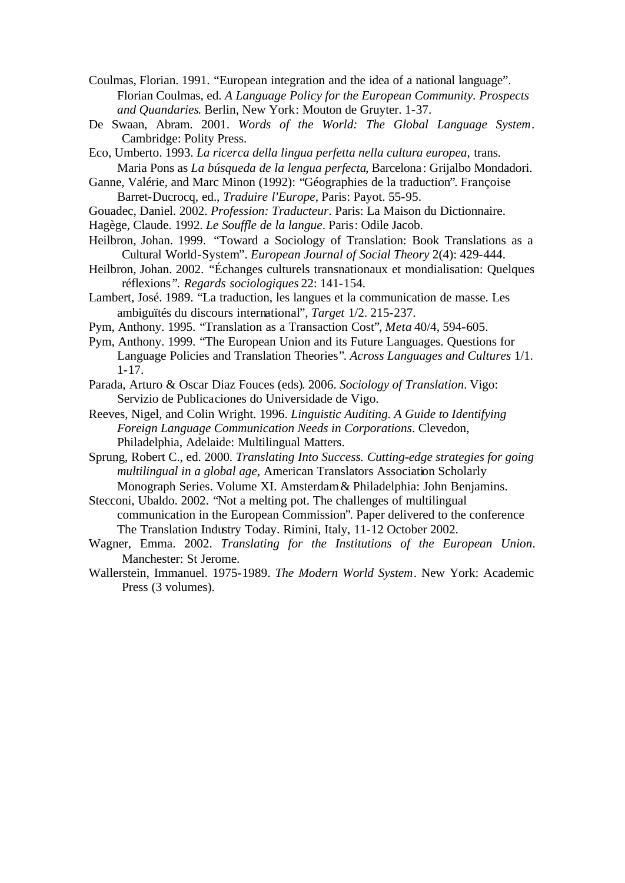Coulmas, Florian. 1991. "European integration and the idea of a national language". Florian Coulmas, ed. *A Language Policy for the European Community. Prospects and Quandaries*. Berlin, New York: Mouton de Gruyter. 1-37.

De Swaan, Abram. 2001. *Words of the World: The Global Language System*. Cambridge: Polity Press.

Eco, Umberto. 1993. *La ricerca della lingua perfetta nella cultura europea,* trans. Maria Pons as *La búsqueda de la lengua perfecta*, Barcelona: Grijalbo Mondadori.

Ganne, Valérie, and Marc Minon (1992): "Géographies de la traduction". Françoise Barret-Ducrocq, ed., *Traduire l'Europe*, Paris: Payot. 55-95.

Gouadec, Daniel. 2002. *Profession: Traducteur*. Paris: La Maison du Dictionnaire.

Hagège, Claude. 1992. *Le Souffle de la langue*. Paris: Odile Jacob.

Heilbron, Johan. 1999. "Toward a Sociology of Translation: Book Translations as a Cultural World-System". *European Journal of Social Theory* 2(4): 429-444.

Heilbron, Johan. 2002. "Échanges culturels transnationaux et mondialisation: Quelques réflexions". *Regards sociologiques* 22: 141-154.

Lambert, José. 1989. "La traduction, les langues et la communication de masse. Les ambiguïtés du discours international", *Target* 1/2. 215-237.

Pym, Anthony. 1995. "Translation as a Transaction Cost", *Meta* 40/4, 594-605.

Pym, Anthony. 1999. "The European Union and its Future Languages. Questions for Language Policies and Translation Theories". *Across Languages and Cultures* 1/1. 1-17.

Parada, Arturo & Oscar Diaz Fouces (eds). 2006. *Sociology of Translation*. Vigo: Servizio de Publicaciones do Universidade de Vigo.

Reeves, Nigel, and Colin Wright. 1996. *Linguistic Auditing. A Guide to Identifying Foreign Language Communication Needs in Corporations*. Clevedon, Philadelphia, Adelaide: Multilingual Matters.

Sprung, Robert C., ed. 2000. *Translating Into Success. Cutting-edge strategies for going multilingual in a global age*, American Translators Association Scholarly Monograph Series. Volume XI. Amsterdam & Philadelphia: John Benjamins.

Stecconi, Ubaldo. 2002. "Not a melting pot. The challenges of multilingual communication in the European Commission". Paper delivered to the conference The Translation Industry Today. Rimini, Italy, 11-12 October 2002.

Wagner, Emma. 2002. *Translating for the Institutions of the European Union*. Manchester: St Jerome.

Wallerstein, Immanuel. 1975-1989. *The Modern World System*. New York: Academic Press (3 volumes).